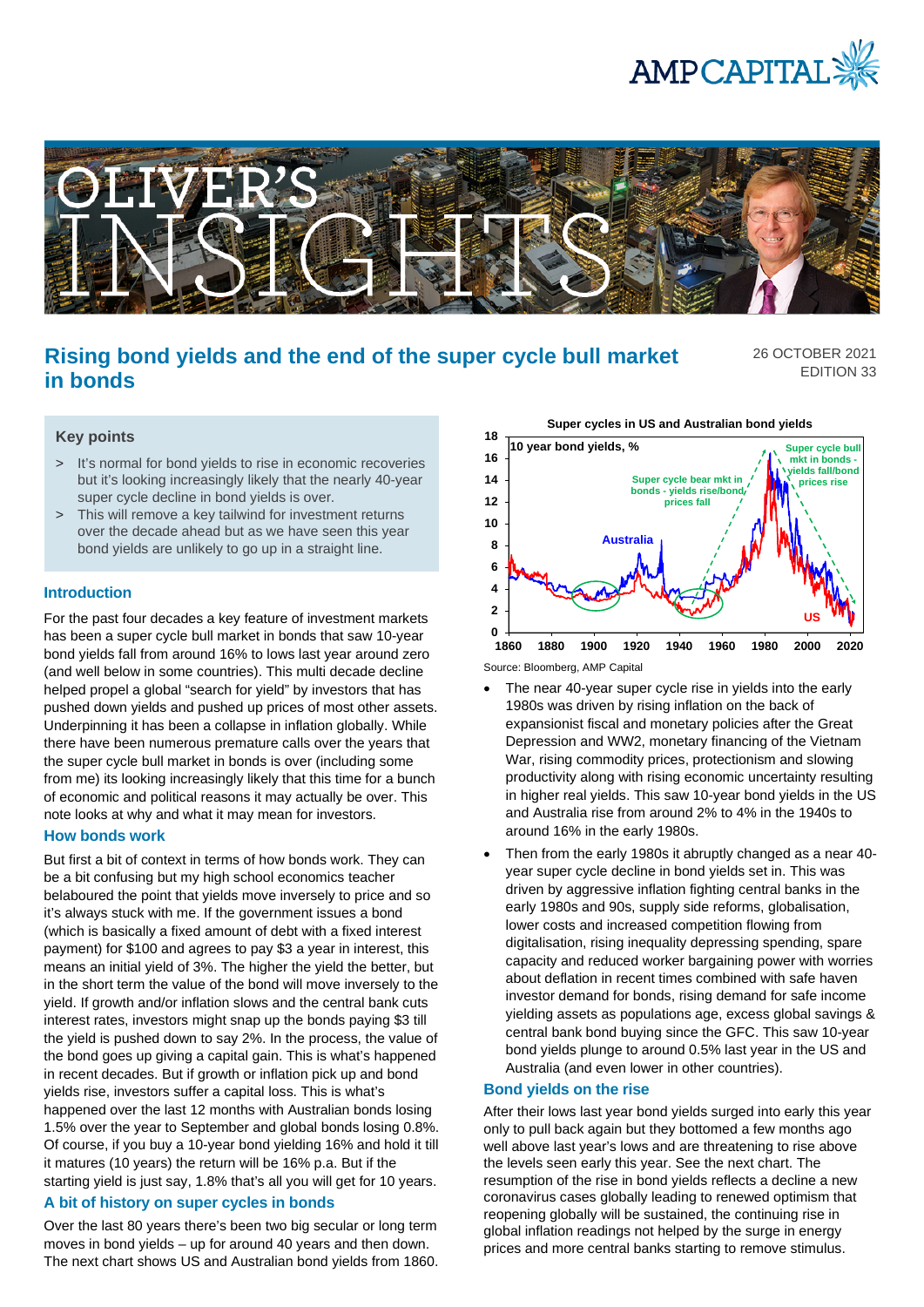# Rising bond yields and the end of the super cycle bull market in bonds

26 OCTOBER 2021
EDITION 33

## Key points

- It's normal for bond yields to rise in economic recoveries but it's looking increasingly likely that the nearly 40-year super cycle decline in bond yields is over.
- This will remove a key tailwind for investment returns over the decade ahead but as we have seen this year bond yields are unlikely to go up in a straight line.

## Introduction

For the past four decades a key feature of investment markets has been a super cycle bull market in bonds that saw 10-year bond yields fall from around 16% to lows last year around zero (and well below in some countries). This multi decade decline helped propel a global "search for yield" by investors that has pushed down yields and pushed up prices of most other assets. Underpinning it has been a collapse in inflation globally. While there have been numerous premature calls over the years that the super cycle bull market in bonds is over (including some from me) its looking increasingly likely that this time for a bunch of economic and political reasons it may actually be over. This note looks at why and what it may mean for investors.

## How bonds work

But first a bit of context in terms of how bonds work. They can be a bit confusing but my high school economics teacher belaboured the point that yields move inversely to price and so it's always stuck with me. If the government issues a bond (which is basically a fixed amount of debt with a fixed interest payment) for $100 and agrees to pay $3 a year in interest, this means an initial yield of 3%. The higher the yield the better, but in the short term the value of the bond will move inversely to the yield. If growth and/or inflation slows and the central bank cuts interest rates, investors might snap up the bonds paying $3 till the yield is pushed down to say 2%. In the process, the value of the bond goes up giving a capital gain. This is what's happened in recent decades. But if growth or inflation pick up and bond yields rise, investors suffer a capital loss. This is what's happened over the last 12 months with Australian bonds losing 1.5% over the year to September and global bonds losing 0.8%. Of course, if you buy a 10-year bond yielding 16% and hold it till it matures (10 years) the return will be 16% p.a. But if the starting yield is just say, 1.8% that's all you will get for 10 years.

## A bit of history on super cycles in bonds

Over the last 80 years there's been two big secular or long term moves in bond yields – up for around 40 years and then down. The next chart shows US and Australian bond yields from 1860.

**Super cycles in US and Australian bond yields**

Source: Bloomberg, AMP Capital

- The near 40-year super cycle rise in yields into the early 1980s was driven by rising inflation on the back of expansionist fiscal and monetary policies after the Great Depression and WW2, monetary financing of the Vietnam War, rising commodity prices, protectionism and slowing productivity along with rising economic uncertainty resulting in higher real yields. This saw 10-year bond yields in the US and Australia rise from around 2% to 4% in the 1940s to around 16% in the early 1980s.
- Then from the early 1980s it abruptly changed as a near 40-year super cycle decline in bond yields set in. This was driven by aggressive inflation fighting central banks in the early 1980s and 90s, supply side reforms, globalisation, lower costs and increased competition flowing from digitalisation, rising inequality depressing spending, spare capacity and reduced worker bargaining power with worries about deflation in recent times combined with safe haven investor demand for bonds, rising demand for safe income yielding assets as populations age, excess global savings & central bank bond buying since the GFC. This saw 10-year bond yields plunge to around 0.5% last year in the US and Australia (and even lower in other countries).

## Bond yields on the rise

After their lows last year bond yields surged into early this year only to pull back again but they bottomed a few months ago well above last year's lows and are threatening to rise above the levels seen early this year. See the next chart. The resumption of the rise in bond yields reflects a decline a new coronavirus cases globally leading to renewed optimism that reopening globally will be sustained, the continuing rise in global inflation readings not helped by the surge in energy prices and more central banks starting to remove stimulus.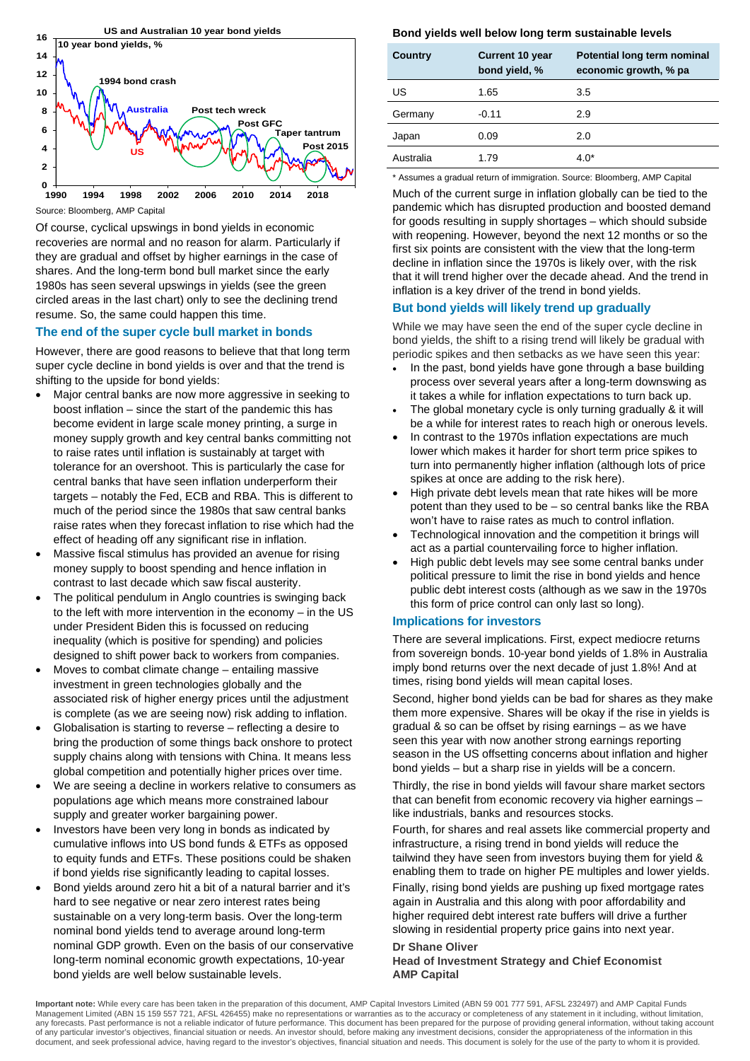US and Australian 10 year bond yields

10 year bond yields, %

16
14
12
10
8
6
4
2
0

1990 1994 1998 2002 2006 2010 2014 2018

1994 bond crash

Australia

US

Post tech wreck

Post GFC

Taper tantrum

Post 2015

Source: Bloomberg, AMP Capital

Of course, cyclical upswings in bond yields in economic recoveries are normal and no reason for alarm. Particularly if they are gradual and offset by higher earnings in the case of shares. And the long-term bond bull market since the early 1980s has seen several upswings in yields (see the green circled areas in the last chart) only to see the declining trend resume. So, the same could happen this time.

## The end of the super cycle bull market in bonds

However, there are good reasons to believe that that long term super cycle decline in bond yields is over and that the trend is shifting to the upside for bond yields:

- Major central banks are now more aggressive in seeking to boost inflation – since the start of the pandemic this has become evident in large scale money printing, a surge in money supply growth and key central banks committing not to raise rates until inflation is sustainably at target with tolerance for an overshoot. This is particularly the case for central banks that have seen inflation underperform their targets – notably the Fed, ECB and RBA. This is different to much of the period since the 1980s that saw central banks raise rates when they forecast inflation to rise which had the effect of heading off any significant rise in inflation.
- Massive fiscal stimulus has provided an avenue for rising money supply to boost spending and hence inflation in contrast to last decade which saw fiscal austerity.
- The political pendulum in Anglo countries is swinging back to the left with more intervention in the economy – in the US under President Biden this is focussed on reducing inequality (which is positive for spending) and policies designed to shift power back to workers from companies.
- Moves to combat climate change – entailing massive investment in green technologies globally and the associated risk of higher energy prices until the adjustment is complete (as we are seeing now) risk adding to inflation.
- Globalisation is starting to reverse – reflecting a desire to bring the production of some things back onshore to protect supply chains along with tensions with China. It means less global competition and potentially higher prices over time.
- We are seeing a decline in workers relative to consumers as populations age which means more constrained labour supply and greater worker bargaining power.
- Investors have been very long in bonds as indicated by cumulative inflows into US bond funds & ETFs as opposed to equity funds and ETFs. These positions could be shaken if bond yields rise significantly leading to capital losses.
- Bond yields around zero hit a bit of a natural barrier and it's hard to see negative or near zero interest rates being sustainable on a very long-term basis. Over the long-term nominal bond yields tend to average around long-term nominal GDP growth. Even on the basis of our conservative long-term nominal economic growth expectations, 10-year bond yields are well below sustainable levels.

**Bond yields well below long term sustainable levels**

| Country | Current 10 year bond yield, % | Potential long term nominal economic growth, % pa |
|---|---|---|
| US | 1.65 | 3.5 |
| Germany | -0.11 | 2.9 |
| Japan | 0.09 | 2.0 |
| Australia | 1.79 | 4.0* |

\* Assumes a gradual return of immigration. Source: Bloomberg, AMP Capital

Much of the current surge in inflation globally can be tied to the pandemic which has disrupted production and boosted demand for goods resulting in supply shortages – which should subside with reopening. However, beyond the next 12 months or so the first six points are consistent with the view that the long-term decline in inflation since the 1970s is likely over, with the risk that it will trend higher over the decade ahead. And the trend in inflation is a key driver of the trend in bond yields.

## But bond yields will likely trend up gradually

While we may have seen the end of the super cycle decline in bond yields, the shift to a rising trend will likely be gradual with periodic spikes and then setbacks as we have seen this year:

- In the past, bond yields have gone through a base building process over several years after a long-term downswing as it takes a while for inflation expectations to turn back up.
- The global monetary cycle is only turning gradually & it will be a while for interest rates to reach high or onerous levels.
- In contrast to the 1970s inflation expectations are much lower which makes it harder for short term price spikes to turn into permanently higher inflation (although lots of price spikes at once are adding to the risk here).
- High private debt levels mean that rate hikes will be more potent than they used to be – so central banks like the RBA won't have to raise rates as much to control inflation.
- Technological innovation and the competition it brings will act as a partial countervailing force to higher inflation.
- High public debt levels may see some central banks under political pressure to limit the rise in bond yields and hence public debt interest costs (although as we saw in the 1970s this form of price control can only last so long).

## Implications for investors

There are several implications. First, expect mediocre returns from sovereign bonds. 10-year bond yields of 1.8% in Australia imply bond returns over the next decade of just 1.8%! And at times, rising bond yields will mean capital loses.

Second, higher bond yields can be bad for shares as they make them more expensive. Shares will be okay if the rise in yields is gradual & so can be offset by rising earnings – as we have seen this year with now another strong earnings reporting season in the US offsetting concerns about inflation and higher bond yields – but a sharp rise in yields will be a concern.

Thirdly, the rise in bond yields will favour share market sectors that can benefit from economic recovery via higher earnings – like industrials, banks and resources stocks.

Fourth, for shares and real assets like commercial property and infrastructure, a rising trend in bond yields will reduce the tailwind they have seen from investors buying them for yield & enabling them to trade on higher PE multiples and lower yields.

Finally, rising bond yields are pushing up fixed mortgage rates again in Australia and this along with poor affordability and higher required debt interest rate buffers will drive a further slowing in residential property price gains into next year.

**Dr Shane Oliver**
**Head of Investment Strategy and Chief Economist**
**AMP Capital**

**Important note:** While every care has been taken in the preparation of this document, AMP Capital Investors Limited (ABN 59 001 777 591, AFSL 232497) and AMP Capital Funds Management Limited (ABN 15 159 557 721, AFSL 426455) make no representations or warranties as to the accuracy or completeness of any statement in it including, without limitation, any forecasts. Past performance is not a reliable indicator of future performance. This document has been prepared for the purpose of providing general information, without taking account of any particular investor's objectives, financial situation or needs. An investor should, before making any investment decisions, consider the appropriateness of the information in this document, and seek professional advice, having regard to the investor's objectives, financial situation and needs. This document is solely for the use of the party to whom it is provided.